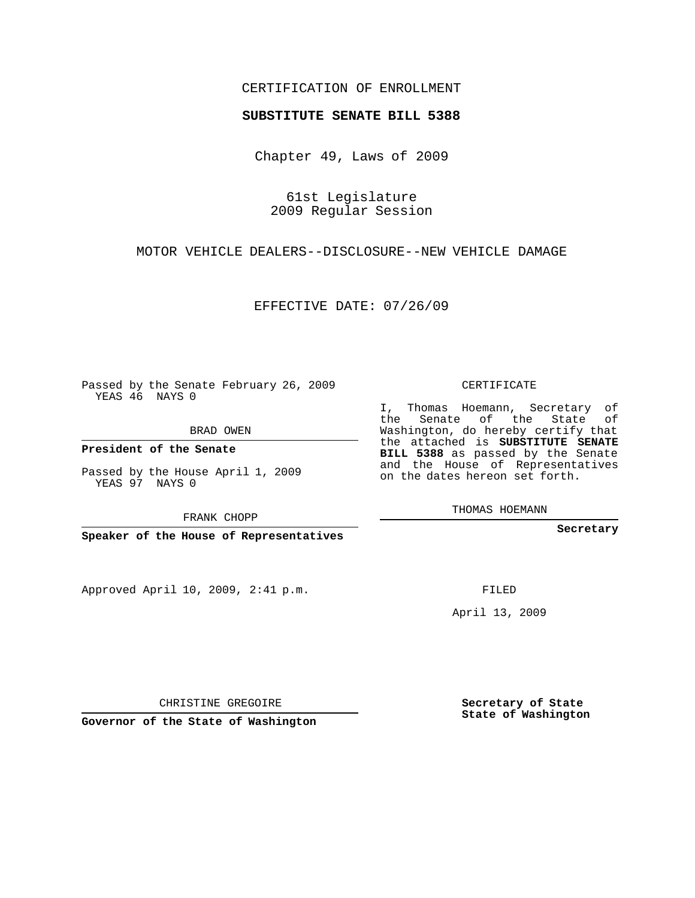CERTIFICATION OF ENROLLMENT

**SUBSTITUTE SENATE BILL 5388**

Chapter 49, Laws of 2009

61st Legislature
2009 Regular Session

MOTOR VEHICLE DEALERS--DISCLOSURE--NEW VEHICLE DAMAGE

EFFECTIVE DATE: 07/26/09

Passed by the Senate February 26, 2009
YEAS 46 NAYS 0

BRAD OWEN

**President of the Senate**

Passed by the House April 1, 2009
YEAS 97 NAYS 0

FRANK CHOPP

**Speaker of the House of Representatives**

Approved April 10, 2009, 2:41 p.m.

CHRISTINE GREGOIRE

**Governor of the State of Washington**

CERTIFICATE

I, Thomas Hoemann, Secretary of the Senate of the State of Washington, do hereby certify that the attached is **SUBSTITUTE SENATE BILL 5388** as passed by the Senate and the House of Representatives on the dates hereon set forth.

THOMAS HOEMANN

**Secretary**

FILED

April 13, 2009

**Secretary of State**
**State of Washington**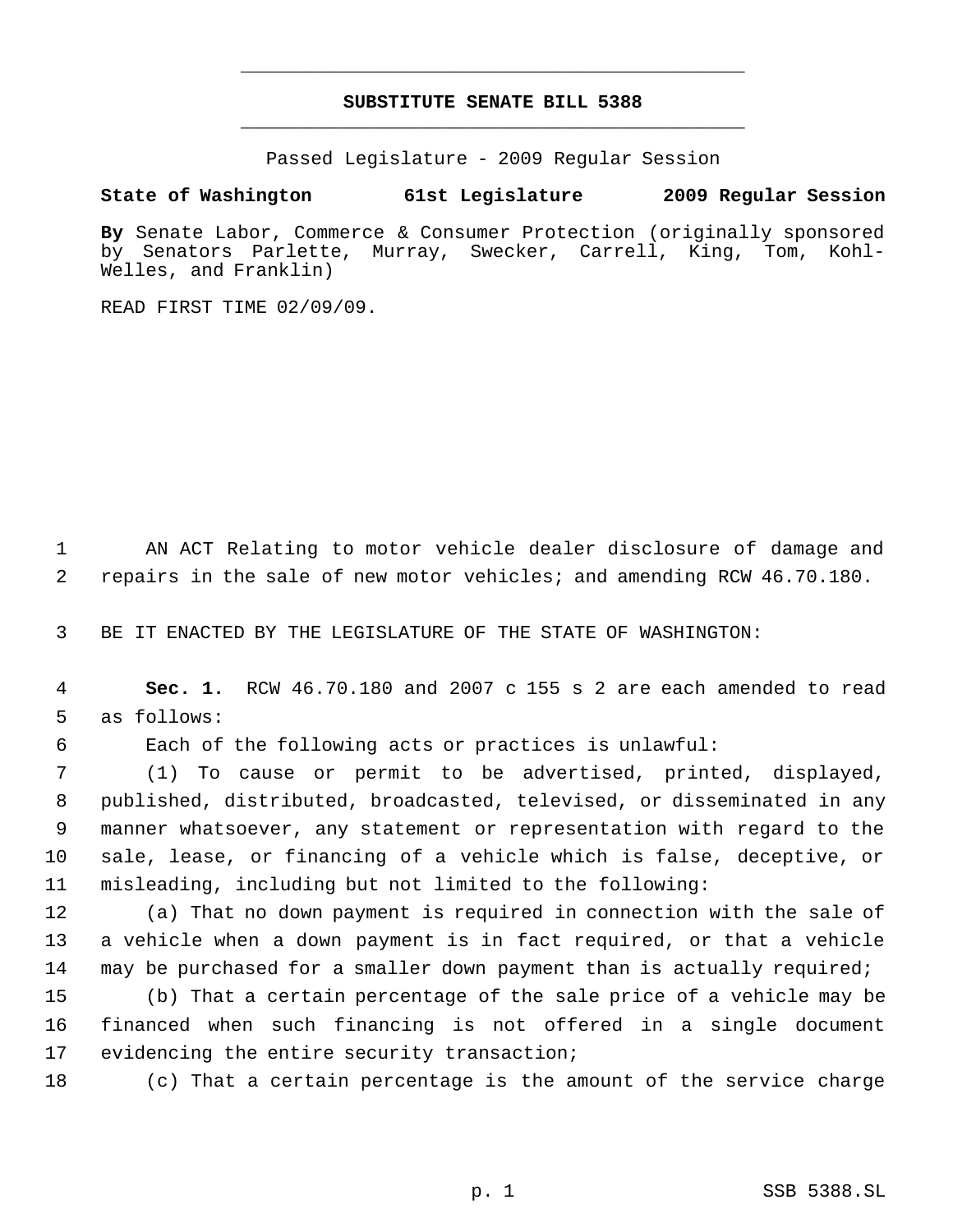# SUBSTITUTE SENATE BILL 5388

Passed Legislature - 2009 Regular Session

**State of Washington 61st Legislature 2009 Regular Session**

**By** Senate Labor, Commerce & Consumer Protection (originally sponsored by Senators Parlette, Murray, Swecker, Carrell, King, Tom, Kohl-Welles, and Franklin)

READ FIRST TIME 02/09/09.

AN ACT Relating to motor vehicle dealer disclosure of damage and repairs in the sale of new motor vehicles; and amending RCW 46.70.180.

BE IT ENACTED BY THE LEGISLATURE OF THE STATE OF WASHINGTON:

**Sec. 1.** RCW 46.70.180 and 2007 c 155 s 2 are each amended to read as follows:

Each of the following acts or practices is unlawful:

(1) To cause or permit to be advertised, printed, displayed, published, distributed, broadcasted, televised, or disseminated in any manner whatsoever, any statement or representation with regard to the sale, lease, or financing of a vehicle which is false, deceptive, or misleading, including but not limited to the following:

(a) That no down payment is required in connection with the sale of a vehicle when a down payment is in fact required, or that a vehicle may be purchased for a smaller down payment than is actually required;

(b) That a certain percentage of the sale price of a vehicle may be financed when such financing is not offered in a single document evidencing the entire security transaction;

(c) That a certain percentage is the amount of the service charge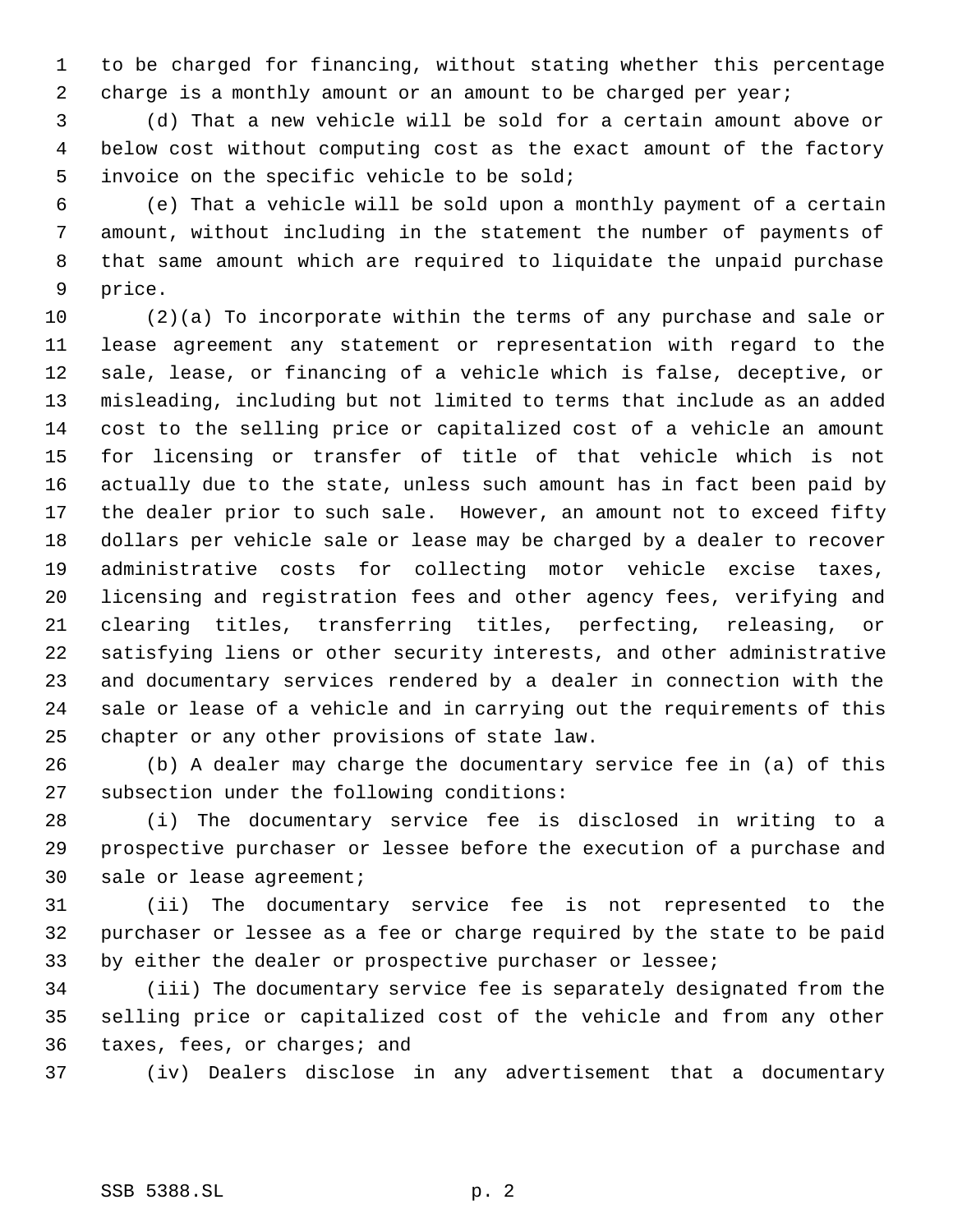to be charged for financing, without stating whether this percentage charge is a monthly amount or an amount to be charged per year;

(d) That a new vehicle will be sold for a certain amount above or below cost without computing cost as the exact amount of the factory invoice on the specific vehicle to be sold;

(e) That a vehicle will be sold upon a monthly payment of a certain amount, without including in the statement the number of payments of that same amount which are required to liquidate the unpaid purchase price.

(2)(a) To incorporate within the terms of any purchase and sale or lease agreement any statement or representation with regard to the sale, lease, or financing of a vehicle which is false, deceptive, or misleading, including but not limited to terms that include as an added cost to the selling price or capitalized cost of a vehicle an amount for licensing or transfer of title of that vehicle which is not actually due to the state, unless such amount has in fact been paid by the dealer prior to such sale. However, an amount not to exceed fifty dollars per vehicle sale or lease may be charged by a dealer to recover administrative costs for collecting motor vehicle excise taxes, licensing and registration fees and other agency fees, verifying and clearing titles, transferring titles, perfecting, releasing, or satisfying liens or other security interests, and other administrative and documentary services rendered by a dealer in connection with the sale or lease of a vehicle and in carrying out the requirements of this chapter or any other provisions of state law.

(b) A dealer may charge the documentary service fee in (a) of this subsection under the following conditions:

(i) The documentary service fee is disclosed in writing to a prospective purchaser or lessee before the execution of a purchase and sale or lease agreement;

(ii) The documentary service fee is not represented to the purchaser or lessee as a fee or charge required by the state to be paid by either the dealer or prospective purchaser or lessee;

(iii) The documentary service fee is separately designated from the selling price or capitalized cost of the vehicle and from any other taxes, fees, or charges; and

(iv) Dealers disclose in any advertisement that a documentary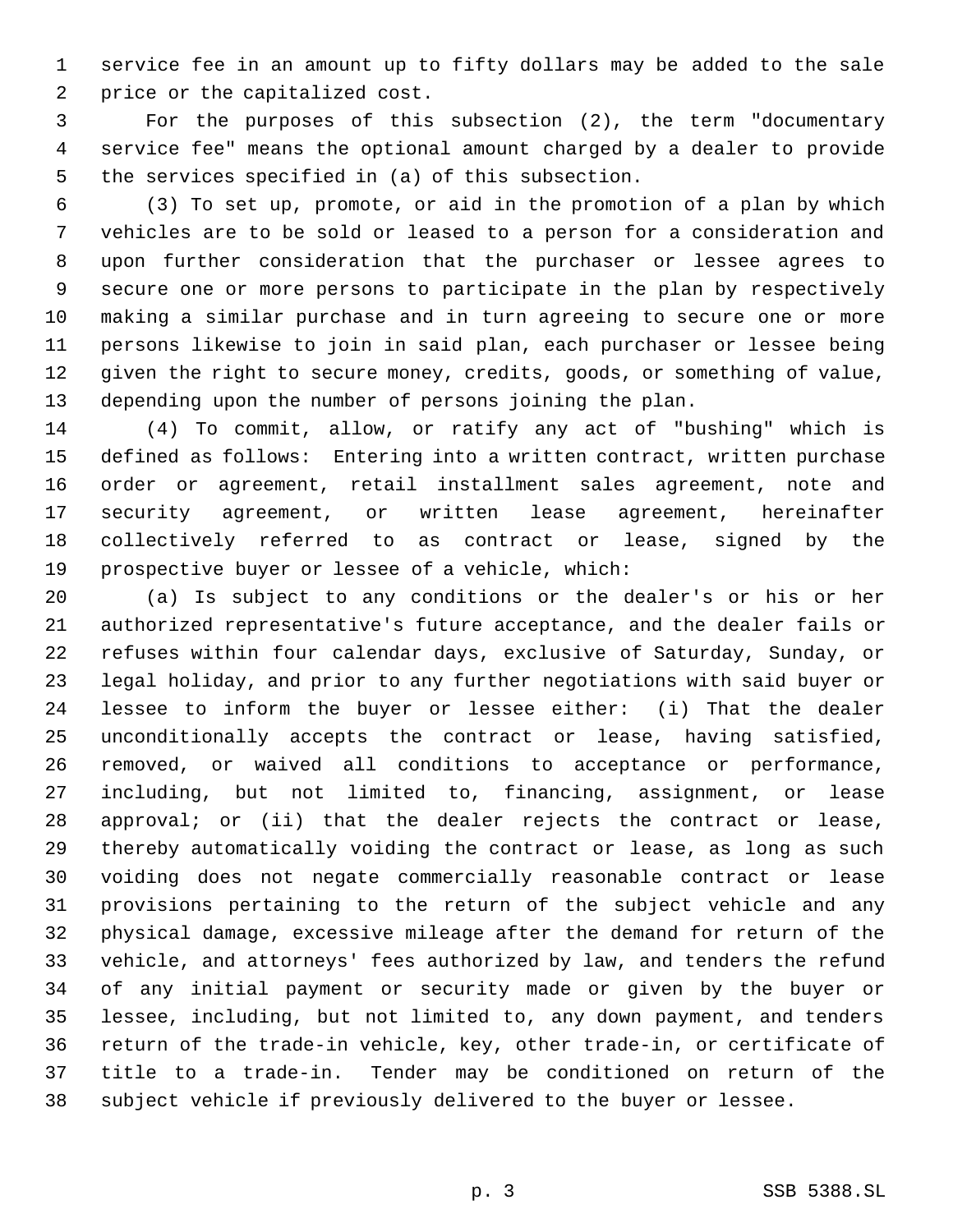service fee in an amount up to fifty dollars may be added to the sale price or the capitalized cost.

For the purposes of this subsection (2), the term "documentary service fee" means the optional amount charged by a dealer to provide the services specified in (a) of this subsection.

(3) To set up, promote, or aid in the promotion of a plan by which vehicles are to be sold or leased to a person for a consideration and upon further consideration that the purchaser or lessee agrees to secure one or more persons to participate in the plan by respectively making a similar purchase and in turn agreeing to secure one or more persons likewise to join in said plan, each purchaser or lessee being given the right to secure money, credits, goods, or something of value, depending upon the number of persons joining the plan.

(4) To commit, allow, or ratify any act of "bushing" which is defined as follows: Entering into a written contract, written purchase order or agreement, retail installment sales agreement, note and security agreement, or written lease agreement, hereinafter collectively referred to as contract or lease, signed by the prospective buyer or lessee of a vehicle, which:

(a) Is subject to any conditions or the dealer's or his or her authorized representative's future acceptance, and the dealer fails or refuses within four calendar days, exclusive of Saturday, Sunday, or legal holiday, and prior to any further negotiations with said buyer or lessee to inform the buyer or lessee either: (i) That the dealer unconditionally accepts the contract or lease, having satisfied, removed, or waived all conditions to acceptance or performance, including, but not limited to, financing, assignment, or lease approval; or (ii) that the dealer rejects the contract or lease, thereby automatically voiding the contract or lease, as long as such voiding does not negate commercially reasonable contract or lease provisions pertaining to the return of the subject vehicle and any physical damage, excessive mileage after the demand for return of the vehicle, and attorneys' fees authorized by law, and tenders the refund of any initial payment or security made or given by the buyer or lessee, including, but not limited to, any down payment, and tenders return of the trade-in vehicle, key, other trade-in, or certificate of title to a trade-in. Tender may be conditioned on return of the subject vehicle if previously delivered to the buyer or lessee.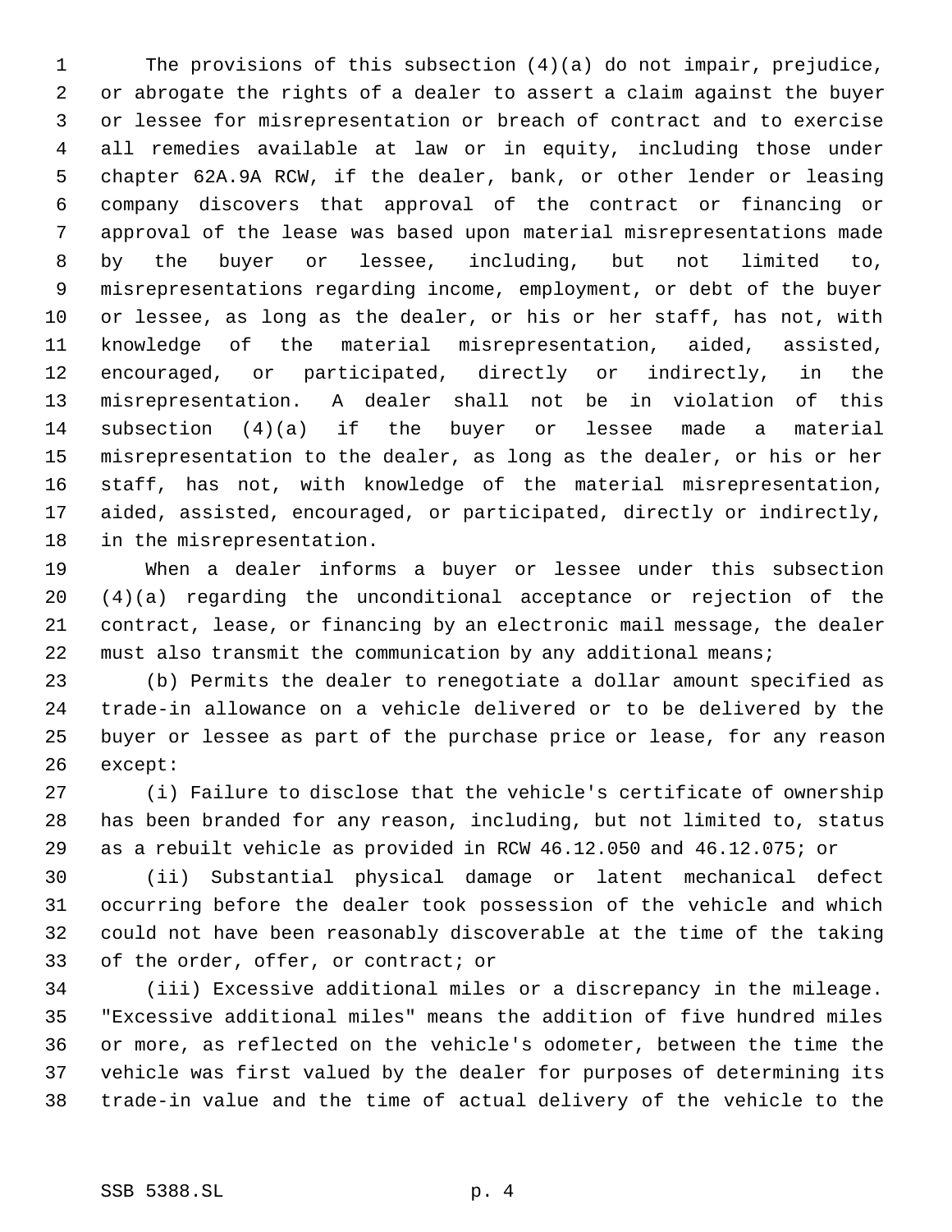The provisions of this subsection (4)(a) do not impair, prejudice, or abrogate the rights of a dealer to assert a claim against the buyer or lessee for misrepresentation or breach of contract and to exercise all remedies available at law or in equity, including those under chapter 62A.9A RCW, if the dealer, bank, or other lender or leasing company discovers that approval of the contract or financing or approval of the lease was based upon material misrepresentations made by the buyer or lessee, including, but not limited to, misrepresentations regarding income, employment, or debt of the buyer or lessee, as long as the dealer, or his or her staff, has not, with knowledge of the material misrepresentation, aided, assisted, encouraged, or participated, directly or indirectly, in the misrepresentation. A dealer shall not be in violation of this subsection (4)(a) if the buyer or lessee made a material misrepresentation to the dealer, as long as the dealer, or his or her staff, has not, with knowledge of the material misrepresentation, aided, assisted, encouraged, or participated, directly or indirectly, in the misrepresentation.

When a dealer informs a buyer or lessee under this subsection (4)(a) regarding the unconditional acceptance or rejection of the contract, lease, or financing by an electronic mail message, the dealer must also transmit the communication by any additional means;

(b) Permits the dealer to renegotiate a dollar amount specified as trade-in allowance on a vehicle delivered or to be delivered by the buyer or lessee as part of the purchase price or lease, for any reason except:

(i) Failure to disclose that the vehicle's certificate of ownership has been branded for any reason, including, but not limited to, status as a rebuilt vehicle as provided in RCW 46.12.050 and 46.12.075; or

(ii) Substantial physical damage or latent mechanical defect occurring before the dealer took possession of the vehicle and which could not have been reasonably discoverable at the time of the taking of the order, offer, or contract; or

(iii) Excessive additional miles or a discrepancy in the mileage. "Excessive additional miles" means the addition of five hundred miles or more, as reflected on the vehicle's odometer, between the time the vehicle was first valued by the dealer for purposes of determining its trade-in value and the time of actual delivery of the vehicle to the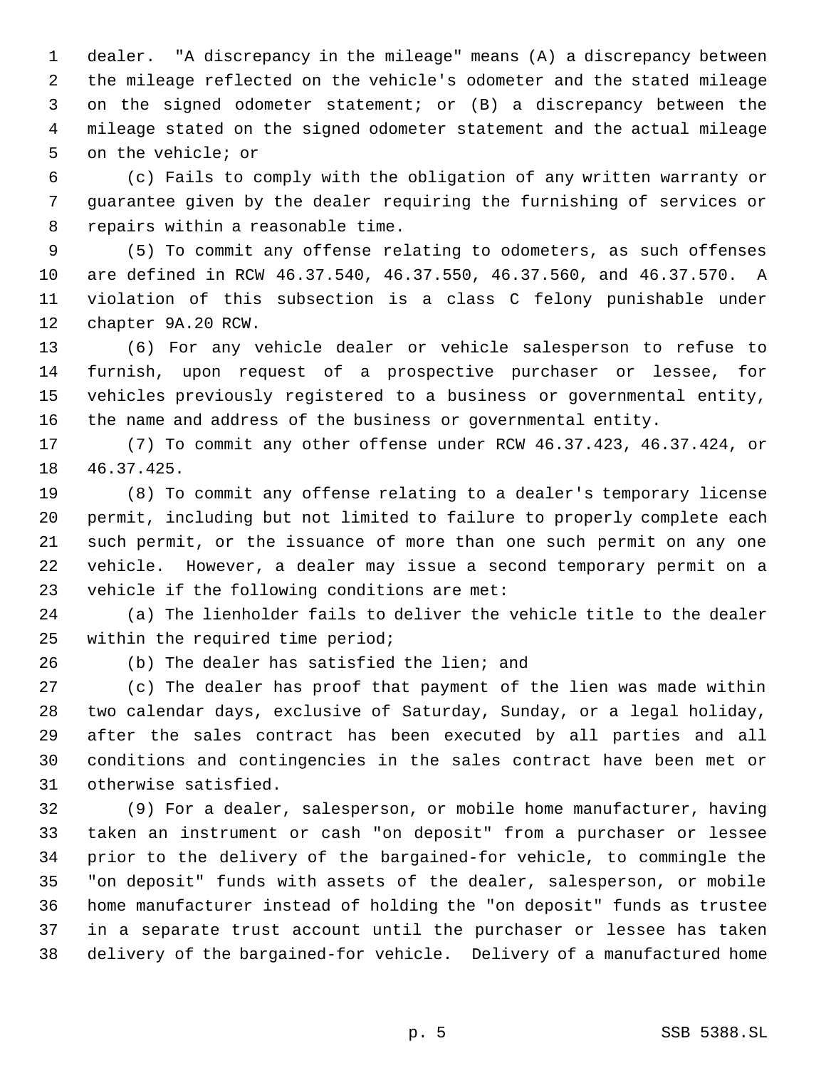dealer. "A discrepancy in the mileage" means (A) a discrepancy between the mileage reflected on the vehicle's odometer and the stated mileage on the signed odometer statement; or (B) a discrepancy between the mileage stated on the signed odometer statement and the actual mileage on the vehicle; or

(c) Fails to comply with the obligation of any written warranty or guarantee given by the dealer requiring the furnishing of services or repairs within a reasonable time.

(5) To commit any offense relating to odometers, as such offenses are defined in RCW 46.37.540, 46.37.550, 46.37.560, and 46.37.570. A violation of this subsection is a class C felony punishable under chapter 9A.20 RCW.

(6) For any vehicle dealer or vehicle salesperson to refuse to furnish, upon request of a prospective purchaser or lessee, for vehicles previously registered to a business or governmental entity, the name and address of the business or governmental entity.

(7) To commit any other offense under RCW 46.37.423, 46.37.424, or 46.37.425.

(8) To commit any offense relating to a dealer's temporary license permit, including but not limited to failure to properly complete each such permit, or the issuance of more than one such permit on any one vehicle. However, a dealer may issue a second temporary permit on a vehicle if the following conditions are met:

(a) The lienholder fails to deliver the vehicle title to the dealer within the required time period;

(b) The dealer has satisfied the lien; and

(c) The dealer has proof that payment of the lien was made within two calendar days, exclusive of Saturday, Sunday, or a legal holiday, after the sales contract has been executed by all parties and all conditions and contingencies in the sales contract have been met or otherwise satisfied.

(9) For a dealer, salesperson, or mobile home manufacturer, having taken an instrument or cash "on deposit" from a purchaser or lessee prior to the delivery of the bargained-for vehicle, to commingle the "on deposit" funds with assets of the dealer, salesperson, or mobile home manufacturer instead of holding the "on deposit" funds as trustee in a separate trust account until the purchaser or lessee has taken delivery of the bargained-for vehicle. Delivery of a manufactured home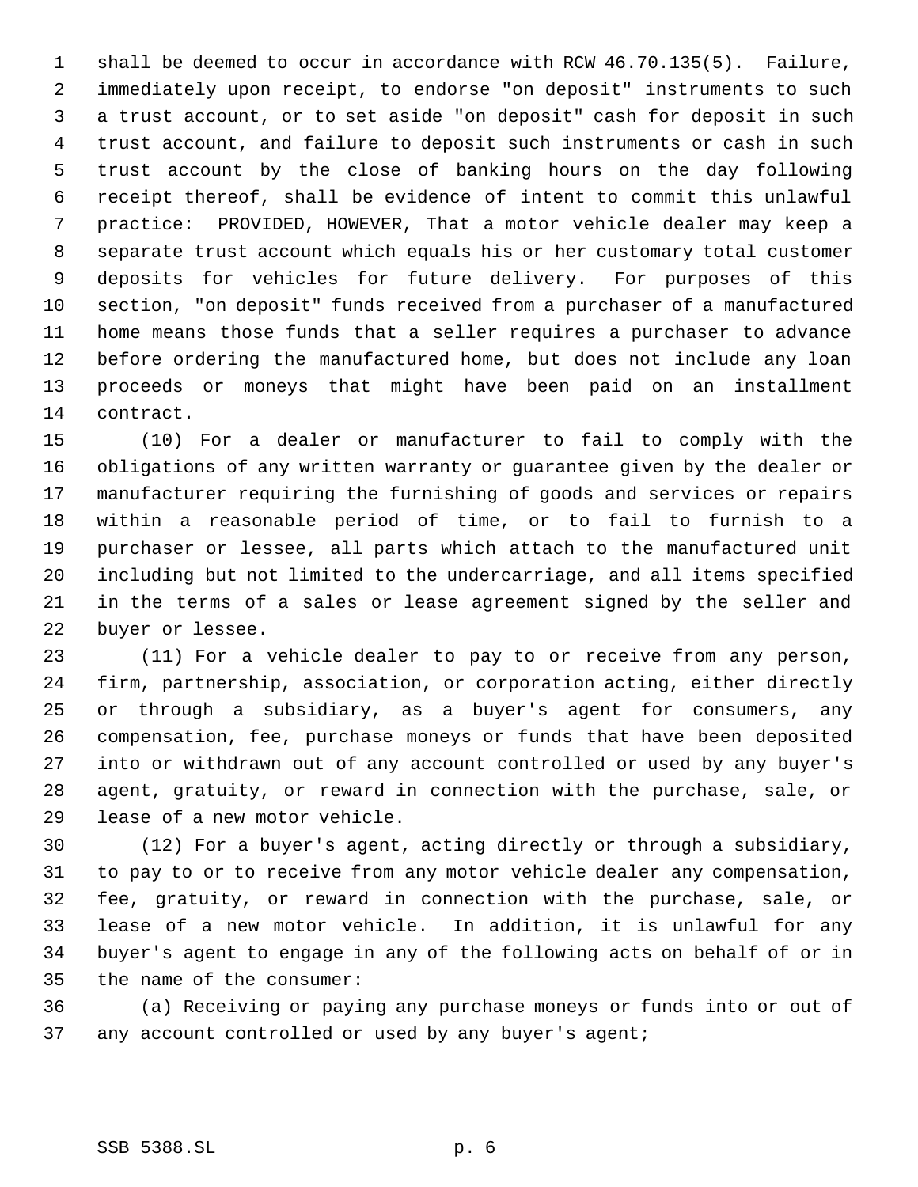shall be deemed to occur in accordance with RCW 46.70.135(5). Failure, immediately upon receipt, to endorse "on deposit" instruments to such a trust account, or to set aside "on deposit" cash for deposit in such trust account, and failure to deposit such instruments or cash in such trust account by the close of banking hours on the day following receipt thereof, shall be evidence of intent to commit this unlawful practice: PROVIDED, HOWEVER, That a motor vehicle dealer may keep a separate trust account which equals his or her customary total customer deposits for vehicles for future delivery. For purposes of this section, "on deposit" funds received from a purchaser of a manufactured home means those funds that a seller requires a purchaser to advance before ordering the manufactured home, but does not include any loan proceeds or moneys that might have been paid on an installment contract.

(10) For a dealer or manufacturer to fail to comply with the obligations of any written warranty or guarantee given by the dealer or manufacturer requiring the furnishing of goods and services or repairs within a reasonable period of time, or to fail to furnish to a purchaser or lessee, all parts which attach to the manufactured unit including but not limited to the undercarriage, and all items specified in the terms of a sales or lease agreement signed by the seller and buyer or lessee.

(11) For a vehicle dealer to pay to or receive from any person, firm, partnership, association, or corporation acting, either directly or through a subsidiary, as a buyer's agent for consumers, any compensation, fee, purchase moneys or funds that have been deposited into or withdrawn out of any account controlled or used by any buyer's agent, gratuity, or reward in connection with the purchase, sale, or lease of a new motor vehicle.

(12) For a buyer's agent, acting directly or through a subsidiary, to pay to or to receive from any motor vehicle dealer any compensation, fee, gratuity, or reward in connection with the purchase, sale, or lease of a new motor vehicle. In addition, it is unlawful for any buyer's agent to engage in any of the following acts on behalf of or in the name of the consumer:

(a) Receiving or paying any purchase moneys or funds into or out of any account controlled or used by any buyer's agent;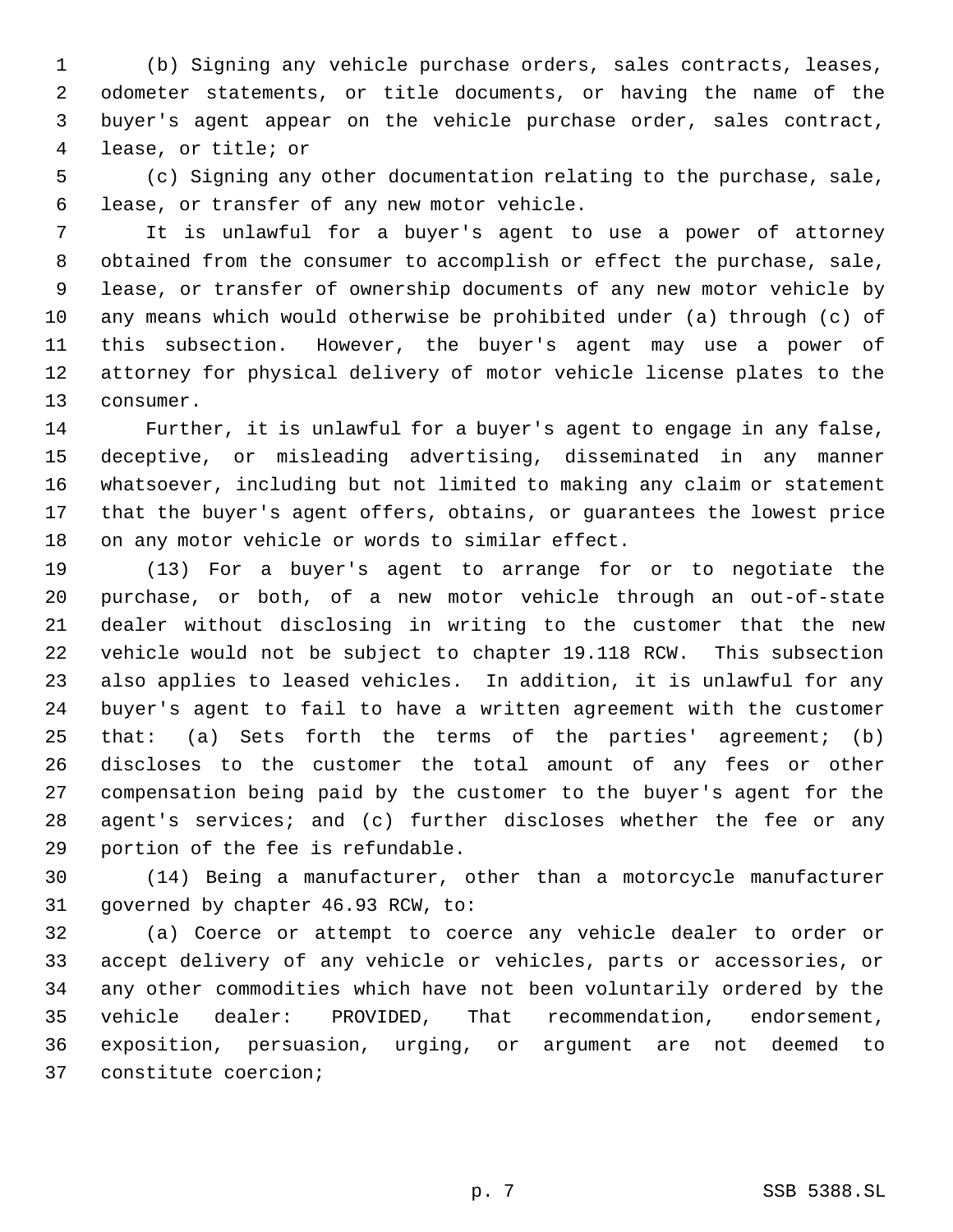(b) Signing any vehicle purchase orders, sales contracts, leases, odometer statements, or title documents, or having the name of the buyer's agent appear on the vehicle purchase order, sales contract, lease, or title; or

(c) Signing any other documentation relating to the purchase, sale, lease, or transfer of any new motor vehicle.

It is unlawful for a buyer's agent to use a power of attorney obtained from the consumer to accomplish or effect the purchase, sale, lease, or transfer of ownership documents of any new motor vehicle by any means which would otherwise be prohibited under (a) through (c) of this subsection. However, the buyer's agent may use a power of attorney for physical delivery of motor vehicle license plates to the consumer.

Further, it is unlawful for a buyer's agent to engage in any false, deceptive, or misleading advertising, disseminated in any manner whatsoever, including but not limited to making any claim or statement that the buyer's agent offers, obtains, or guarantees the lowest price on any motor vehicle or words to similar effect.

(13) For a buyer's agent to arrange for or to negotiate the purchase, or both, of a new motor vehicle through an out-of-state dealer without disclosing in writing to the customer that the new vehicle would not be subject to chapter 19.118 RCW. This subsection also applies to leased vehicles. In addition, it is unlawful for any buyer's agent to fail to have a written agreement with the customer that: (a) Sets forth the terms of the parties' agreement; (b) discloses to the customer the total amount of any fees or other compensation being paid by the customer to the buyer's agent for the agent's services; and (c) further discloses whether the fee or any portion of the fee is refundable.

(14) Being a manufacturer, other than a motorcycle manufacturer governed by chapter 46.93 RCW, to:

(a) Coerce or attempt to coerce any vehicle dealer to order or accept delivery of any vehicle or vehicles, parts or accessories, or any other commodities which have not been voluntarily ordered by the vehicle dealer: PROVIDED, That recommendation, endorsement, exposition, persuasion, urging, or argument are not deemed to constitute coercion;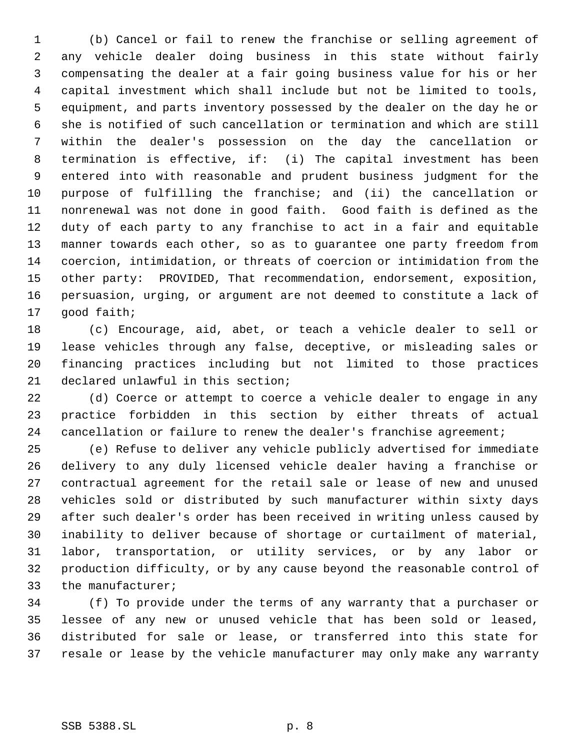(b) Cancel or fail to renew the franchise or selling agreement of any vehicle dealer doing business in this state without fairly compensating the dealer at a fair going business value for his or her capital investment which shall include but not be limited to tools, equipment, and parts inventory possessed by the dealer on the day he or she is notified of such cancellation or termination and which are still within the dealer's possession on the day the cancellation or termination is effective, if: (i) The capital investment has been entered into with reasonable and prudent business judgment for the purpose of fulfilling the franchise; and (ii) the cancellation or nonrenewal was not done in good faith. Good faith is defined as the duty of each party to any franchise to act in a fair and equitable manner towards each other, so as to guarantee one party freedom from coercion, intimidation, or threats of coercion or intimidation from the other party: PROVIDED, That recommendation, endorsement, exposition, persuasion, urging, or argument are not deemed to constitute a lack of good faith;

(c) Encourage, aid, abet, or teach a vehicle dealer to sell or lease vehicles through any false, deceptive, or misleading sales or financing practices including but not limited to those practices declared unlawful in this section;

(d) Coerce or attempt to coerce a vehicle dealer to engage in any practice forbidden in this section by either threats of actual cancellation or failure to renew the dealer's franchise agreement;

(e) Refuse to deliver any vehicle publicly advertised for immediate delivery to any duly licensed vehicle dealer having a franchise or contractual agreement for the retail sale or lease of new and unused vehicles sold or distributed by such manufacturer within sixty days after such dealer's order has been received in writing unless caused by inability to deliver because of shortage or curtailment of material, labor, transportation, or utility services, or by any labor or production difficulty, or by any cause beyond the reasonable control of the manufacturer;

(f) To provide under the terms of any warranty that a purchaser or lessee of any new or unused vehicle that has been sold or leased, distributed for sale or lease, or transferred into this state for resale or lease by the vehicle manufacturer may only make any warranty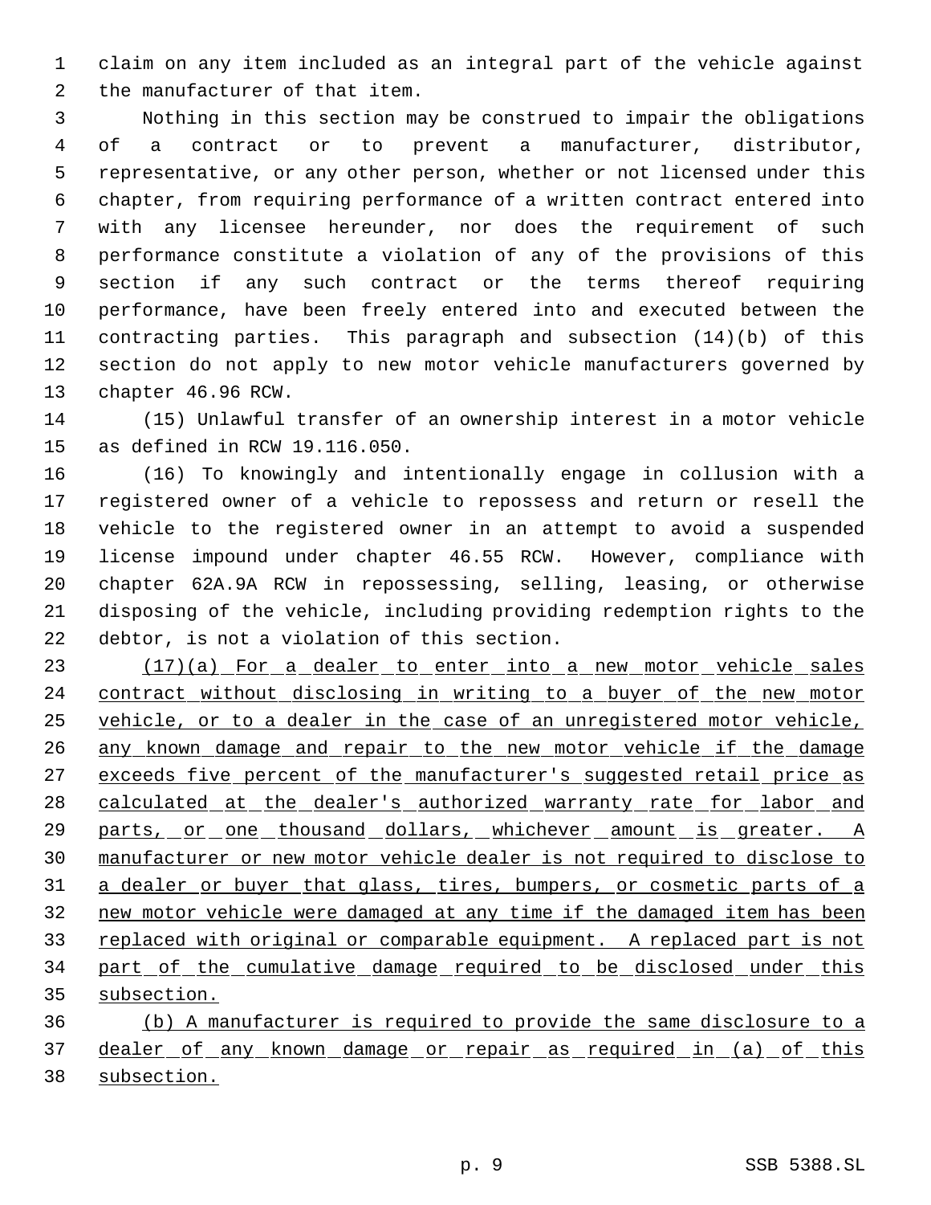claim on any item included as an integral part of the vehicle against the manufacturer of that item.

Nothing in this section may be construed to impair the obligations of a contract or to prevent a manufacturer, distributor, representative, or any other person, whether or not licensed under this chapter, from requiring performance of a written contract entered into with any licensee hereunder, nor does the requirement of such performance constitute a violation of any of the provisions of this section if any such contract or the terms thereof requiring performance, have been freely entered into and executed between the contracting parties. This paragraph and subsection (14)(b) of this section do not apply to new motor vehicle manufacturers governed by chapter 46.96 RCW.

(15) Unlawful transfer of an ownership interest in a motor vehicle as defined in RCW 19.116.050.

(16) To knowingly and intentionally engage in collusion with a registered owner of a vehicle to repossess and return or resell the vehicle to the registered owner in an attempt to avoid a suspended license impound under chapter 46.55 RCW. However, compliance with chapter 62A.9A RCW in repossessing, selling, leasing, or otherwise disposing of the vehicle, including providing redemption rights to the debtor, is not a violation of this section.

(17)(a) For a dealer to enter into a new motor vehicle sales contract without disclosing in writing to a buyer of the new motor vehicle, or to a dealer in the case of an unregistered motor vehicle, any known damage and repair to the new motor vehicle if the damage exceeds five percent of the manufacturer's suggested retail price as calculated at the dealer's authorized warranty rate for labor and parts, or one thousand dollars, whichever amount is greater. A manufacturer or new motor vehicle dealer is not required to disclose to a dealer or buyer that glass, tires, bumpers, or cosmetic parts of a new motor vehicle were damaged at any time if the damaged item has been replaced with original or comparable equipment. A replaced part is not part of the cumulative damage required to be disclosed under this subsection.

(b) A manufacturer is required to provide the same disclosure to a dealer of any known damage or repair as required in (a) of this subsection.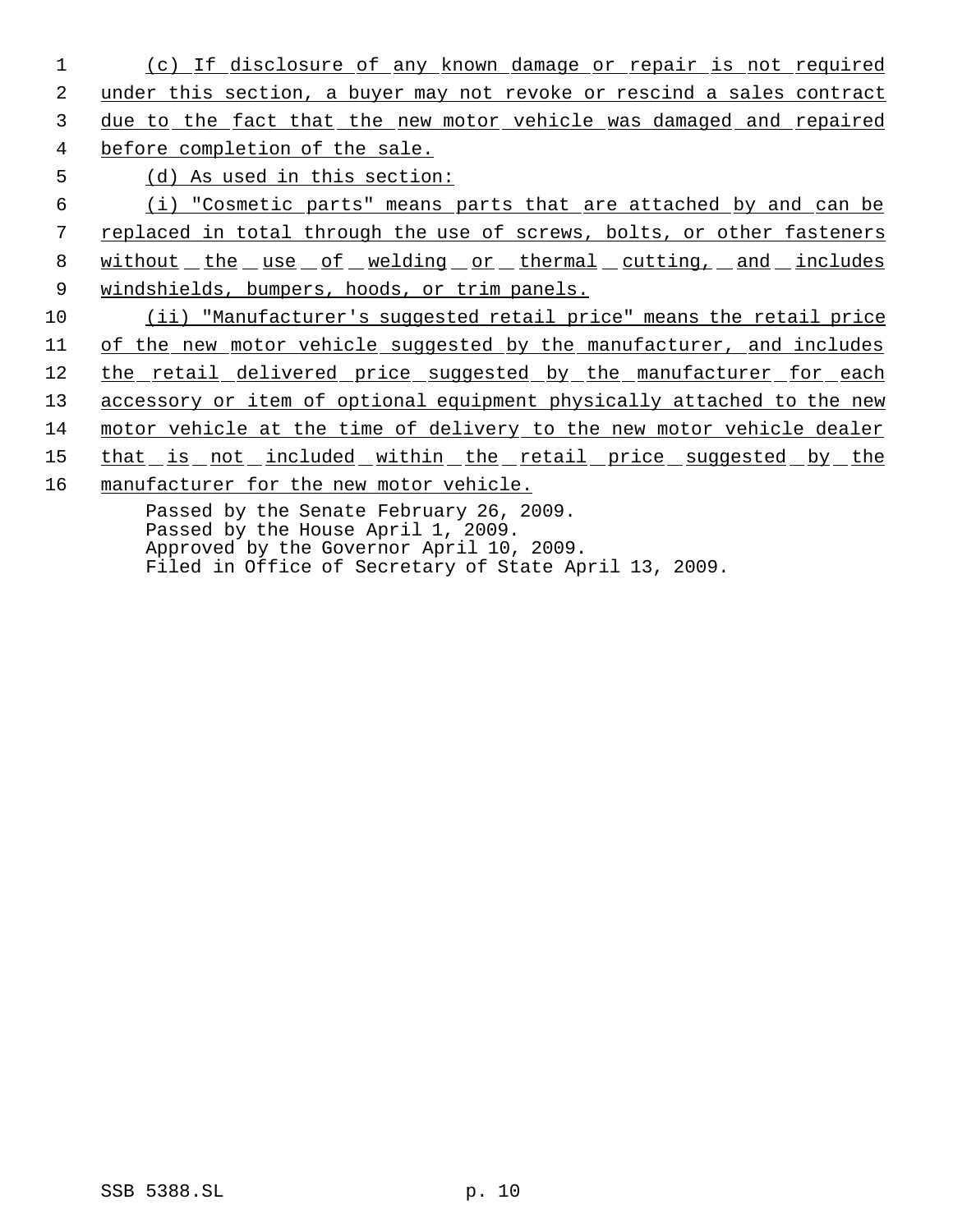(c) If disclosure of any known damage or repair is not required under this section, a buyer may not revoke or rescind a sales contract due to the fact that the new motor vehicle was damaged and repaired before completion of the sale.

(d) As used in this section:

(i) "Cosmetic parts" means parts that are attached by and can be replaced in total through the use of screws, bolts, or other fasteners without the use of welding or thermal cutting, and includes windshields, bumpers, hoods, or trim panels.

(ii) "Manufacturer's suggested retail price" means the retail price of the new motor vehicle suggested by the manufacturer, and includes the retail delivered price suggested by the manufacturer for each accessory or item of optional equipment physically attached to the new motor vehicle at the time of delivery to the new motor vehicle dealer that is not included within the retail price suggested by the manufacturer for the new motor vehicle.

Passed by the Senate February 26, 2009.
Passed by the House April 1, 2009.
Approved by the Governor April 10, 2009.
Filed in Office of Secretary of State April 13, 2009.